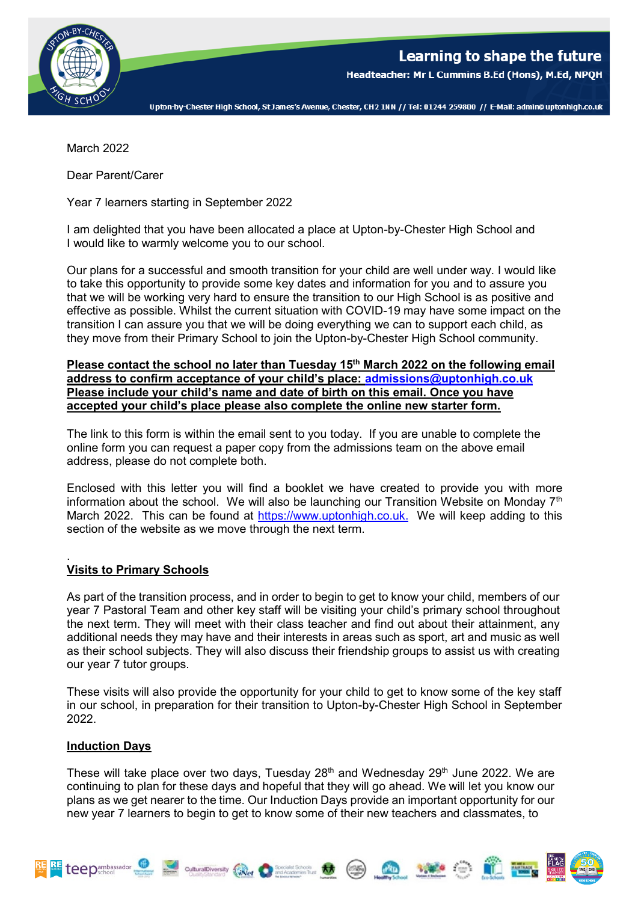Learning to shape the future

Headteacher: Mr L Cummins B.Ed (Hons), M.Ed, NPQH

Upton-by-Chester High School, St James's Avenue, Chester, CH2 1NN // Tel: 01244 259800 // E-Mail: admin@uptonhigh.co.uk

March 2022

Dear Parent/Carer

Year 7 learners starting in September 2022

I am delighted that you have been allocated a place at Upton-by-Chester High School and I would like to warmly welcome you to our school.

Our plans for a successful and smooth transition for your child are well under way. I would like to take this opportunity to provide some key dates and information for you and to assure you that we will be working very hard to ensure the transition to our High School is as positive and effective as possible. Whilst the current situation with COVID-19 may have some impact on the transition I can assure you that we will be doing everything we can to support each child, as they move from their Primary School to join the Upton-by-Chester High School community.

**Please contact the school no later than Tuesday 15th March 2022 on the following email address to confirm acceptance of your child's place: admissions@uptonhigh.co.uk Please include your child's name and date of birth on this email. Once you have accepted your child's place please also complete the online new starter form.**

The link to this form is within the email sent to you today. If you are unable to complete the online form you can request a paper copy from the admissions team on the above email address, please do not complete both.

Enclosed with this letter you will find a booklet we have created to provide you with more information about the school. We will also be launching our Transition Website on Monday 7th March 2022. This can be found at https://www.uptonhigh.co.uk. We will keep adding to this section of the website as we move through the next term.

.

**Visits to Primary Schools**

As part of the transition process, and in order to begin to get to know your child, members of our year 7 Pastoral Team and other key staff will be visiting your child's primary school throughout the next term. They will meet with their class teacher and find out about their attainment, any additional needs they may have and their interests in areas such as sport, art and music as well as their school subjects. They will also discuss their friendship groups to assist us with creating our year 7 tutor groups.

These visits will also provide the opportunity for your child to get to know some of the key staff in our school, in preparation for their transition to Upton-by-Chester High School in September 2022.

**Induction Days**

These will take place over two days, Tuesday 28th and Wednesday 29th June 2022. We are continuing to plan for these days and hopeful that they will go ahead. We will let you know our plans as we get nearer to the time. Our Induction Days provide an important opportunity for our new year 7 learners to begin to get to know some of their new teachers and classmates, to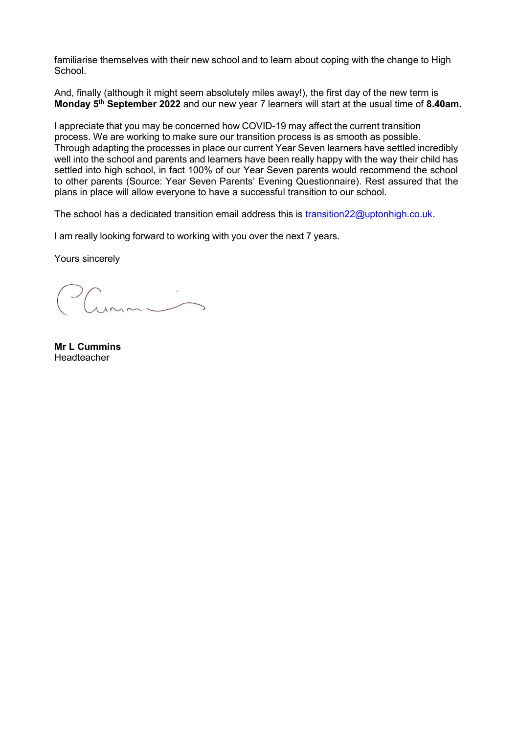familiarise themselves with their new school and to learn about coping with the change to High School.

And, finally (although it might seem absolutely miles away!), the first day of the new term is **Monday 5th September 2022** and our new year 7 learners will start at the usual time of **8.40am.**

I appreciate that you may be concerned how COVID-19 may affect the current transition process. We are working to make sure our transition process is as smooth as possible. Through adapting the processes in place our current Year Seven learners have settled incredibly well into the school and parents and learners have been really happy with the way their child has settled into high school, in fact 100% of our Year Seven parents would recommend the school to other parents (Source: Year Seven Parents' Evening Questionnaire). Rest assured that the plans in place will allow everyone to have a successful transition to our school.

The school has a dedicated transition email address this is transition22@uptonhigh.co.uk.

I am really looking forward to working with you over the next 7 years.

Yours sincerely

**Mr L Cummins**
Headteacher